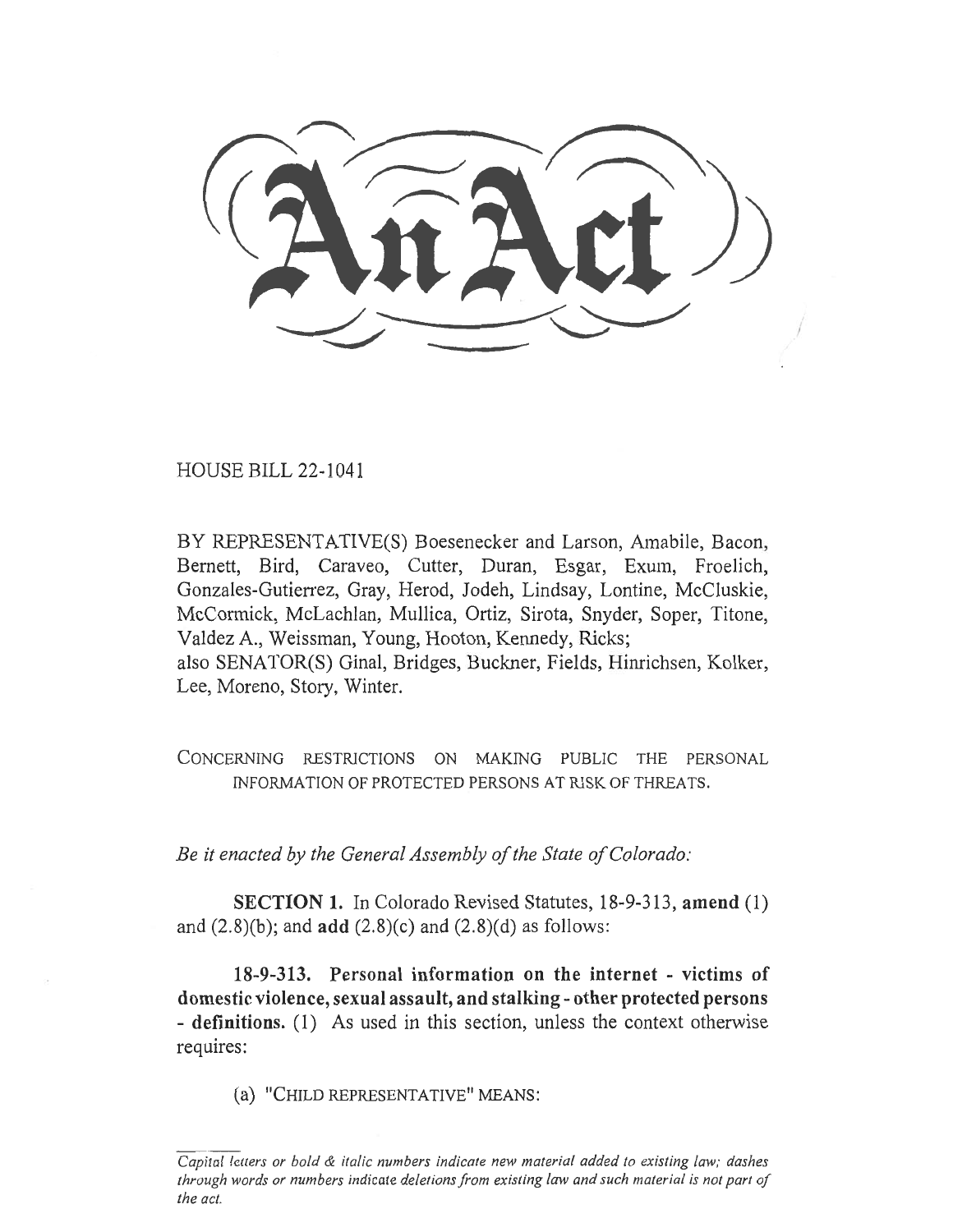# An Act

HOUSE BILL 22-1041

BY REPRESENTATIVE(S) Boesenecker and Larson, Amabile, Bacon, Bernett, Bird, Caraveo, Cutter, Duran, Esgar, Exum, Froelich, Gonzales-Gutierrez, Gray, Herod, Jodeh, Lindsay, Lontine, McCluskie, McCormick, McLachlan, Mullica, Ortiz, Sirota, Snyder, Soper, Titone, Valdez A., Weissman, Young, Hooton, Kennedy, Ricks;
also SENATOR(S) Ginal, Bridges, Buckner, Fields, Hinrichsen, Kolker, Lee, Moreno, Story, Winter.

CONCERNING RESTRICTIONS ON MAKING PUBLIC THE PERSONAL INFORMATION OF PROTECTED PERSONS AT RISK OF THREATS.

*Be it enacted by the General Assembly of the State of Colorado:*

**SECTION 1.** In Colorado Revised Statutes, 18-9-313, **amend** (1) and (2.8)(b); and **add** (2.8)(c) and (2.8)(d) as follows:

**18-9-313. Personal information on the internet - victims of domestic violence, sexual assault, and stalking - other protected persons - definitions.** (1) As used in this section, unless the context otherwise requires:

(a) "CHILD REPRESENTATIVE" MEANS:

*Capital letters or bold & italic numbers indicate new material added to existing law; dashes through words or numbers indicate deletions from existing law and such material is not part of the act.*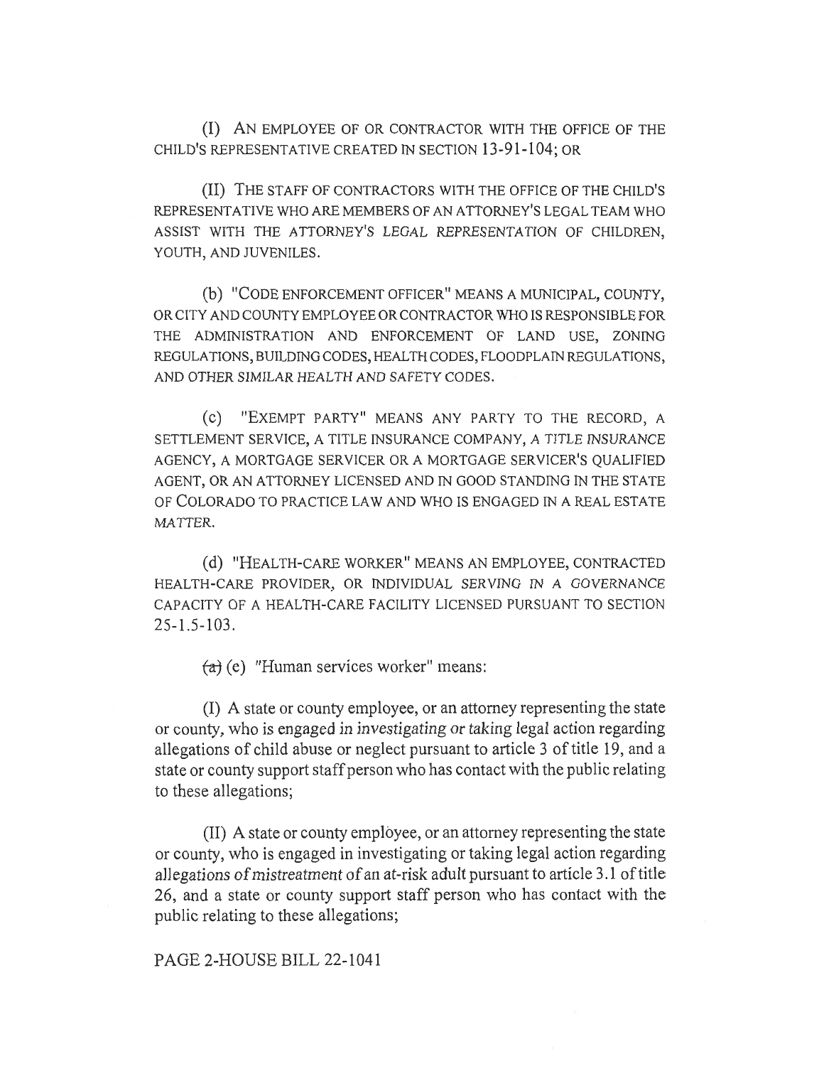(I) AN EMPLOYEE OF OR CONTRACTOR WITH THE OFFICE OF THE CHILD'S REPRESENTATIVE CREATED IN SECTION 13-91-104; OR

(II) THE STAFF OF CONTRACTORS WITH THE OFFICE OF THE CHILD'S REPRESENTATIVE WHO ARE MEMBERS OF AN ATTORNEY'S LEGAL TEAM WHO ASSIST WITH THE ATTORNEY'S LEGAL REPRESENTATION OF CHILDREN, YOUTH, AND JUVENILES.

(b) "CODE ENFORCEMENT OFFICER" MEANS A MUNICIPAL, COUNTY, OR CITY AND COUNTY EMPLOYEE OR CONTRACTOR WHO IS RESPONSIBLE FOR THE ADMINISTRATION AND ENFORCEMENT OF LAND USE, ZONING REGULATIONS, BUILDING CODES, HEALTH CODES, FLOODPLAIN REGULATIONS, AND OTHER SIMILAR HEALTH AND SAFETY CODES.

(c) "EXEMPT PARTY" MEANS ANY PARTY TO THE RECORD, A SETTLEMENT SERVICE, A TITLE INSURANCE COMPANY, A TITLE INSURANCE AGENCY, A MORTGAGE SERVICER OR A MORTGAGE SERVICER'S QUALIFIED AGENT, OR AN ATTORNEY LICENSED AND IN GOOD STANDING IN THE STATE OF COLORADO TO PRACTICE LAW AND WHO IS ENGAGED IN A REAL ESTATE MATTER.

(d) "HEALTH-CARE WORKER" MEANS AN EMPLOYEE, CONTRACTED HEALTH-CARE PROVIDER, OR INDIVIDUAL SERVING IN A GOVERNANCE CAPACITY OF A HEALTH-CARE FACILITY LICENSED PURSUANT TO SECTION 25-1.5-103.

~~(a)~~ (e) "Human services worker" means:

(I) A state or county employee, or an attorney representing the state or county, who is engaged in investigating or taking legal action regarding allegations of child abuse or neglect pursuant to article 3 of title 19, and a state or county support staff person who has contact with the public relating to these allegations;

(II) A state or county employee, or an attorney representing the state or county, who is engaged in investigating or taking legal action regarding allegations of mistreatment of an at-risk adult pursuant to article 3.1 of title 26, and a state or county support staff person who has contact with the public relating to these allegations;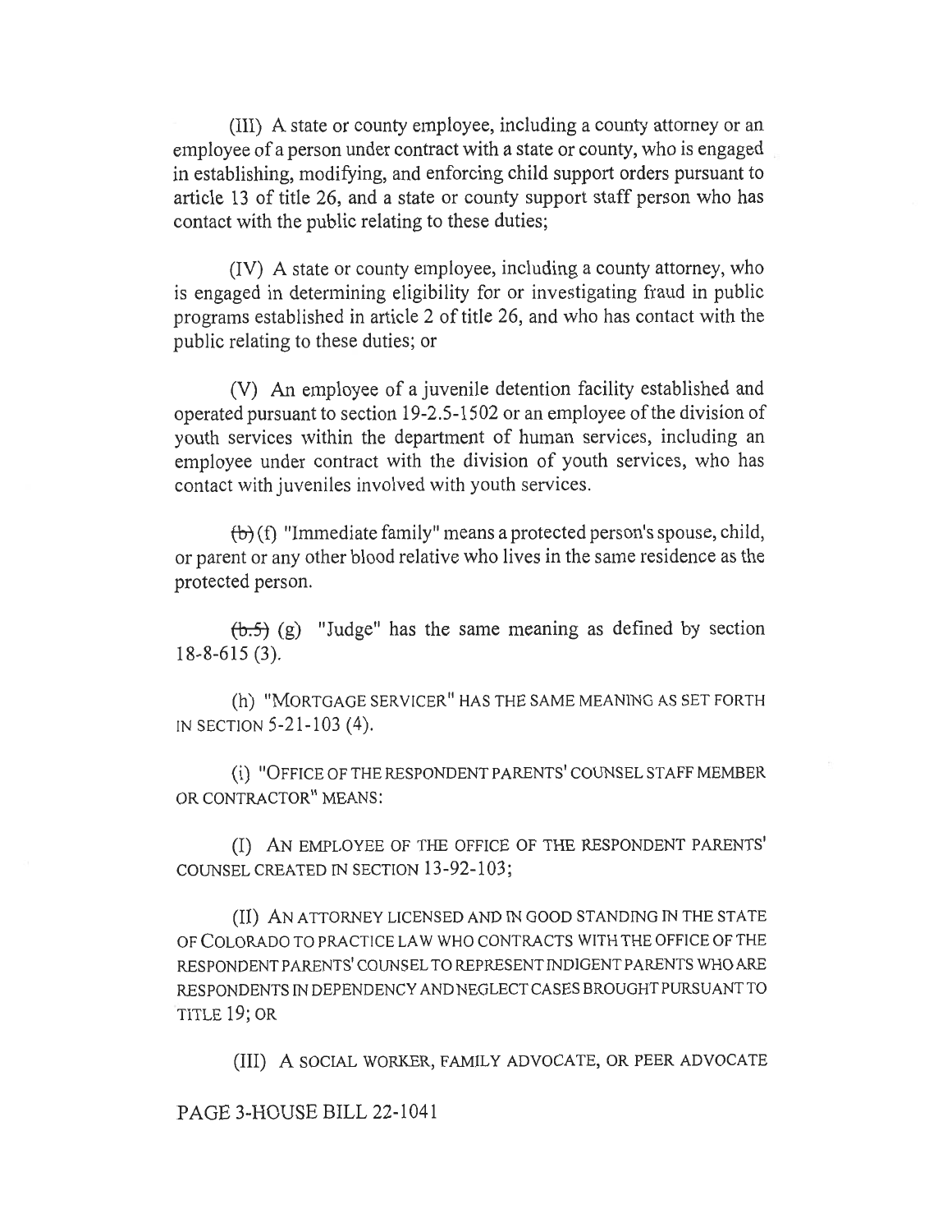(III) A state or county employee, including a county attorney or an employee of a person under contract with a state or county, who is engaged in establishing, modifying, and enforcing child support orders pursuant to article 13 of title 26, and a state or county support staff person who has contact with the public relating to these duties;

(IV) A state or county employee, including a county attorney, who is engaged in determining eligibility for or investigating fraud in public programs established in article 2 of title 26, and who has contact with the public relating to these duties; or

(V) An employee of a juvenile detention facility established and operated pursuant to section 19-2.5-1502 or an employee of the division of youth services within the department of human services, including an employee under contract with the division of youth services, who has contact with juveniles involved with youth services.

~~(b)~~ (f) "Immediate family" means a protected person's spouse, child, or parent or any other blood relative who lives in the same residence as the protected person.

~~(b.5)~~ (g) "Judge" has the same meaning as defined by section 18-8-615 (3).

(h) "MORTGAGE SERVICER" HAS THE SAME MEANING AS SET FORTH IN SECTION 5-21-103 (4).

(i) "OFFICE OF THE RESPONDENT PARENTS' COUNSEL STAFF MEMBER OR CONTRACTOR" MEANS:

(I) AN EMPLOYEE OF THE OFFICE OF THE RESPONDENT PARENTS' COUNSEL CREATED IN SECTION 13-92-103;

(II) AN ATTORNEY LICENSED AND IN GOOD STANDING IN THE STATE OF COLORADO TO PRACTICE LAW WHO CONTRACTS WITH THE OFFICE OF THE RESPONDENT PARENTS' COUNSEL TO REPRESENT INDIGENT PARENTS WHO ARE RESPONDENTS IN DEPENDENCY AND NEGLECT CASES BROUGHT PURSUANT TO TITLE 19; OR

(III) A SOCIAL WORKER, FAMILY ADVOCATE, OR PEER ADVOCATE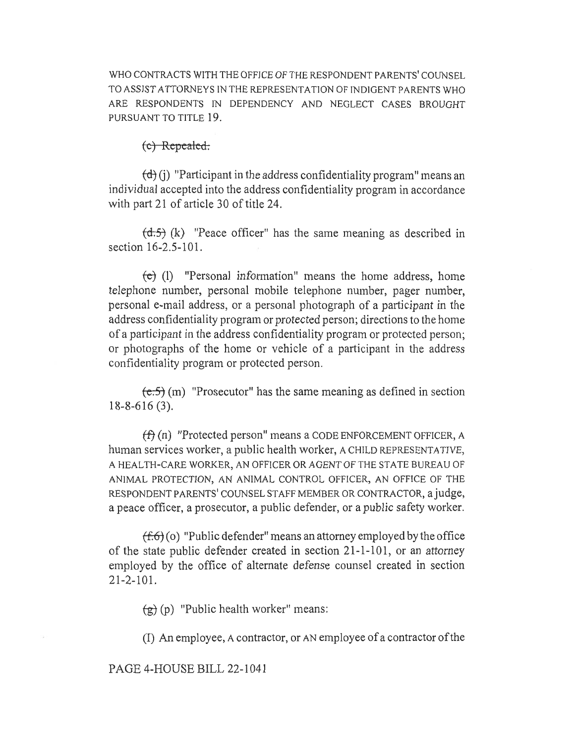WHO CONTRACTS WITH THE OFFICE OF THE RESPONDENT PARENTS' COUNSEL TO ASSIST ATTORNEYS IN THE REPRESENTATION OF INDIGENT PARENTS WHO ARE RESPONDENTS IN DEPENDENCY AND NEGLECT CASES BROUGHT PURSUANT TO TITLE 19.

~~(c) Repealed.~~

~~(d)~~ (j) "Participant in the address confidentiality program" means an individual accepted into the address confidentiality program in accordance with part 21 of article 30 of title 24.

~~(d.5)~~ (k) "Peace officer" has the same meaning as described in section 16-2.5-101.

~~(e)~~ (l) "Personal information" means the home address, home telephone number, personal mobile telephone number, pager number, personal e-mail address, or a personal photograph of a participant in the address confidentiality program or protected person; directions to the home of a participant in the address confidentiality program or protected person; or photographs of the home or vehicle of a participant in the address confidentiality program or protected person.

~~(e.5)~~ (m) "Prosecutor" has the same meaning as defined in section 18-8-616 (3).

~~(f)~~ (n) "Protected person" means a CODE ENFORCEMENT OFFICER, A human services worker, a public health worker, A CHILD REPRESENTATIVE, A HEALTH-CARE WORKER, AN OFFICER OR AGENT OF THE STATE BUREAU OF ANIMAL PROTECTION, AN ANIMAL CONTROL OFFICER, AN OFFICE OF THE RESPONDENT PARENTS' COUNSEL STAFF MEMBER OR CONTRACTOR, a judge, a peace officer, a prosecutor, a public defender, or a public safety worker.

~~(f.6)~~ (o) "Public defender" means an attorney employed by the office of the state public defender created in section 21-1-101, or an attorney employed by the office of alternate defense counsel created in section 21-2-101.

~~(g)~~ (p) "Public health worker" means:

(I) An employee, A contractor, or AN employee of a contractor of the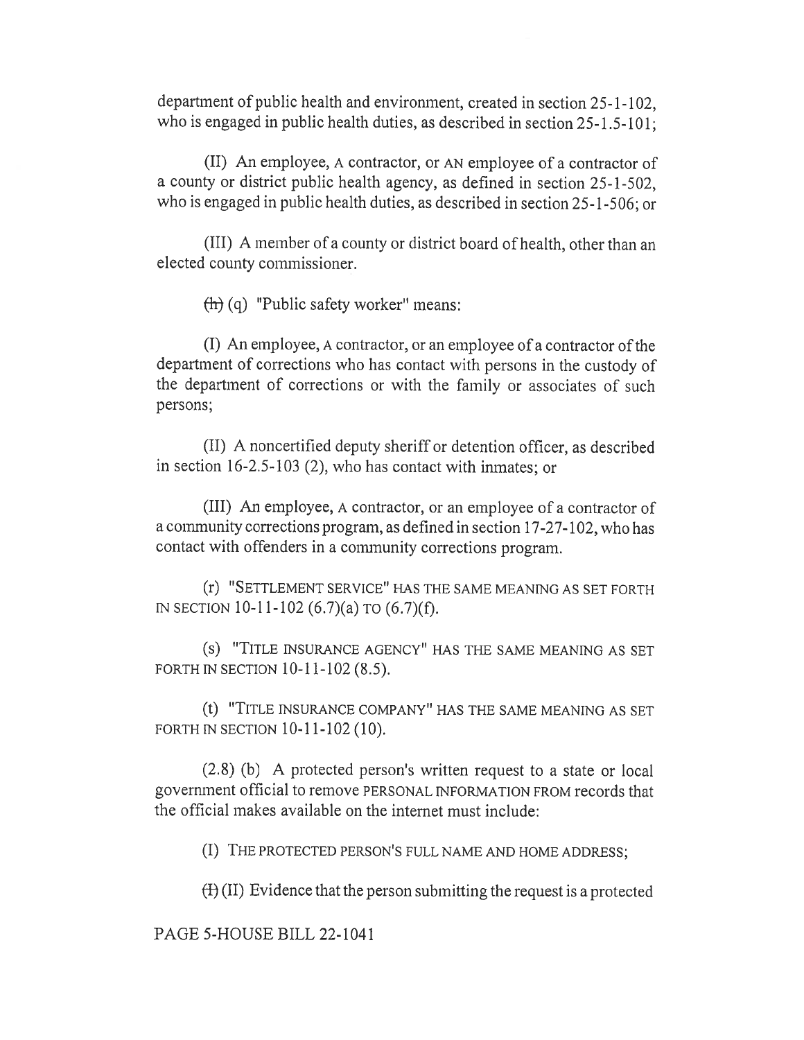department of public health and environment, created in section 25-1-102, who is engaged in public health duties, as described in section 25-1.5-101;

(II) An employee, A contractor, or AN employee of a contractor of a county or district public health agency, as defined in section 25-1-502, who is engaged in public health duties, as described in section 25-1-506; or

(III) A member of a county or district board of health, other than an elected county commissioner.

~~(h)~~ (q) "Public safety worker" means:

(I) An employee, A contractor, or an employee of a contractor of the department of corrections who has contact with persons in the custody of the department of corrections or with the family or associates of such persons;

(II) A noncertified deputy sheriff or detention officer, as described in section 16-2.5-103 (2), who has contact with inmates; or

(III) An employee, A contractor, or an employee of a contractor of a community corrections program, as defined in section 17-27-102, who has contact with offenders in a community corrections program.

(r) "SETTLEMENT SERVICE" HAS THE SAME MEANING AS SET FORTH IN SECTION 10-11-102 (6.7)(a) TO (6.7)(f).

(s) "TITLE INSURANCE AGENCY" HAS THE SAME MEANING AS SET FORTH IN SECTION 10-11-102 (8.5).

(t) "TITLE INSURANCE COMPANY" HAS THE SAME MEANING AS SET FORTH IN SECTION 10-11-102 (10).

(2.8) (b) A protected person's written request to a state or local government official to remove PERSONAL INFORMATION FROM records that the official makes available on the internet must include:

(I) THE PROTECTED PERSON'S FULL NAME AND HOME ADDRESS;

~~(I)~~ (II) Evidence that the person submitting the request is a protected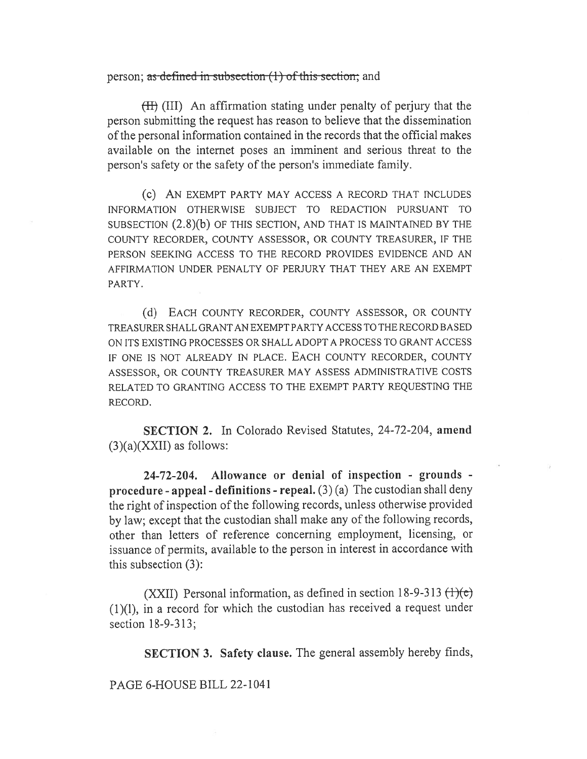person; ~~as defined in subsection (1) of this section;~~ and

~~(II)~~ (III) An affirmation stating under penalty of perjury that the person submitting the request has reason to believe that the dissemination of the personal information contained in the records that the official makes available on the internet poses an imminent and serious threat to the person's safety or the safety of the person's immediate family.

(c) AN EXEMPT PARTY MAY ACCESS A RECORD THAT INCLUDES INFORMATION OTHERWISE SUBJECT TO REDACTION PURSUANT TO SUBSECTION (2.8)(b) OF THIS SECTION, AND THAT IS MAINTAINED BY THE COUNTY RECORDER, COUNTY ASSESSOR, OR COUNTY TREASURER, IF THE PERSON SEEKING ACCESS TO THE RECORD PROVIDES EVIDENCE AND AN AFFIRMATION UNDER PENALTY OF PERJURY THAT THEY ARE AN EXEMPT PARTY.

(d) EACH COUNTY RECORDER, COUNTY ASSESSOR, OR COUNTY TREASURER SHALL GRANT AN EXEMPT PARTY ACCESS TO THE RECORD BASED ON ITS EXISTING PROCESSES OR SHALL ADOPT A PROCESS TO GRANT ACCESS IF ONE IS NOT ALREADY IN PLACE. EACH COUNTY RECORDER, COUNTY ASSESSOR, OR COUNTY TREASURER MAY ASSESS ADMINISTRATIVE COSTS RELATED TO GRANTING ACCESS TO THE EXEMPT PARTY REQUESTING THE RECORD.

**SECTION 2.** In Colorado Revised Statutes, 24-72-204, **amend** (3)(a)(XXII) as follows:

**24-72-204. Allowance or denial of inspection - grounds - procedure - appeal - definitions - repeal.** (3) (a) The custodian shall deny the right of inspection of the following records, unless otherwise provided by law; except that the custodian shall make any of the following records, other than letters of reference concerning employment, licensing, or issuance of permits, available to the person in interest in accordance with this subsection (3):

(XXII) Personal information, as defined in section 18-9-313 ~~(1)(e)~~ (1)(l), in a record for which the custodian has received a request under section 18-9-313;

**SECTION 3. Safety clause.** The general assembly hereby finds,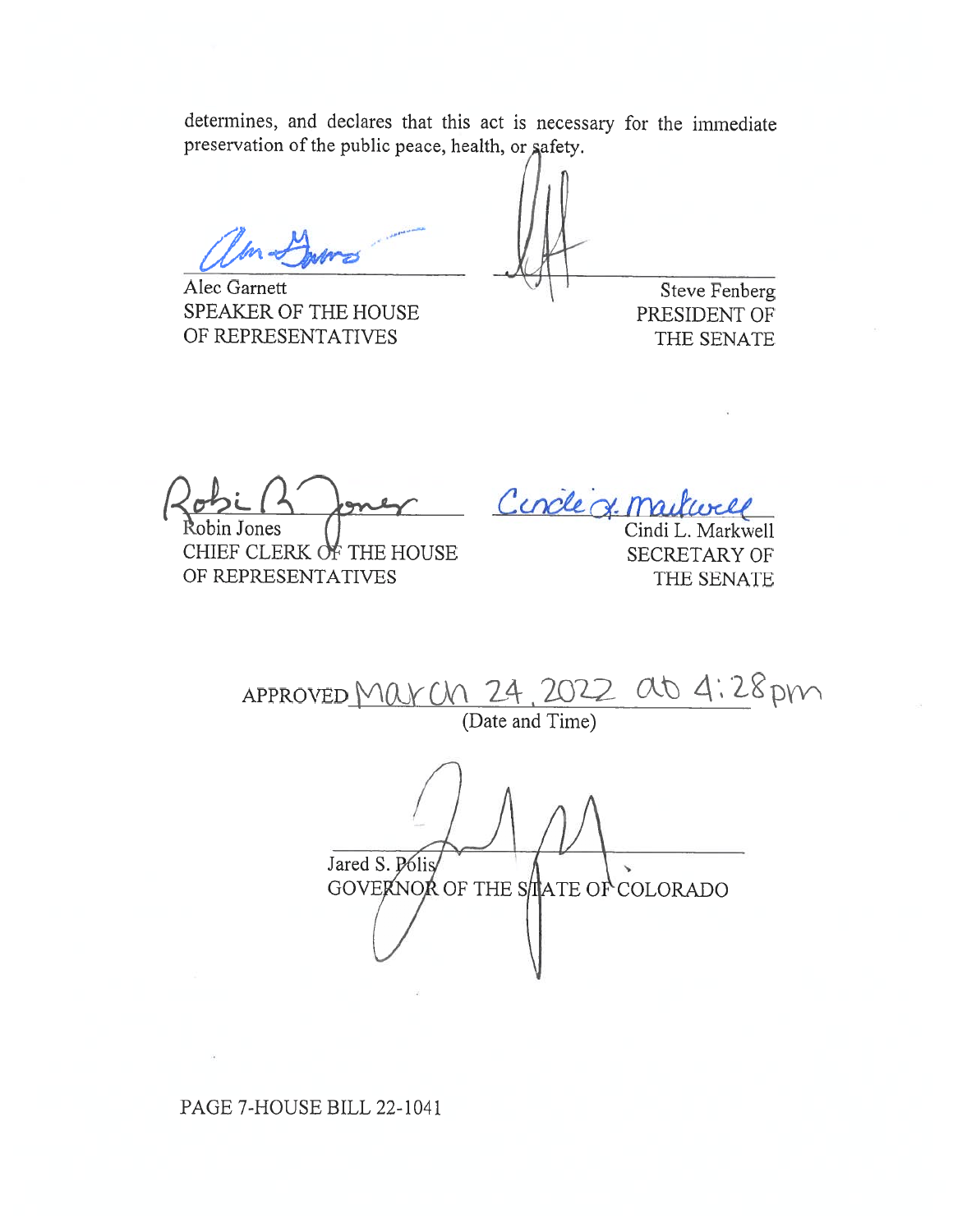determines, and declares that this act is necessary for the immediate preservation of the public peace, health, or safety.

Alec Garnett
SPEAKER OF THE HOUSE
OF REPRESENTATIVES

Steve Fenberg
PRESIDENT OF
THE SENATE

Robin Jones
CHIEF CLERK OF THE HOUSE
OF REPRESENTATIVES

Cindi L. Markwell
SECRETARY OF
THE SENATE

APPROVED March 24, 2022 at 4:28pm
(Date and Time)

Jared S. Polis
GOVERNOR OF THE STATE OF COLORADO

PAGE 7-HOUSE BILL 22-1041